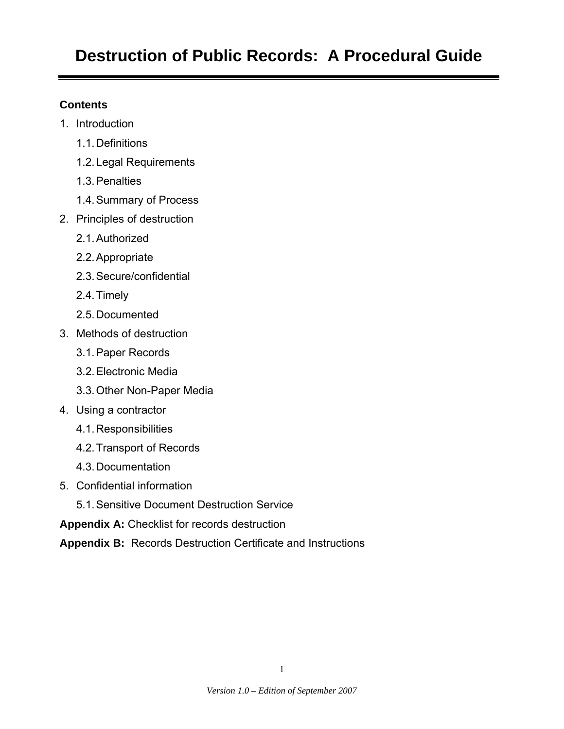# Destruction of Public Records: A Procedural Guide

**Contents**

1. Introduction
   - 1.1. Definitions
   - 1.2. Legal Requirements
   - 1.3. Penalties
   - 1.4. Summary of Process
2. Principles of destruction
   - 2.1. Authorized
   - 2.2. Appropriate
   - 2.3. Secure/confidential
   - 2.4. Timely
   - 2.5. Documented
3. Methods of destruction
   - 3.1. Paper Records
   - 3.2. Electronic Media
   - 3.3. Other Non-Paper Media
4. Using a contractor
   - 4.1. Responsibilities
   - 4.2. Transport of Records
   - 4.3. Documentation
5. Confidential information
   - 5.1. Sensitive Document Destruction Service

**Appendix A:** Checklist for records destruction

**Appendix B:** Records Destruction Certificate and Instructions

*Version 1.0 – Edition of September 2007*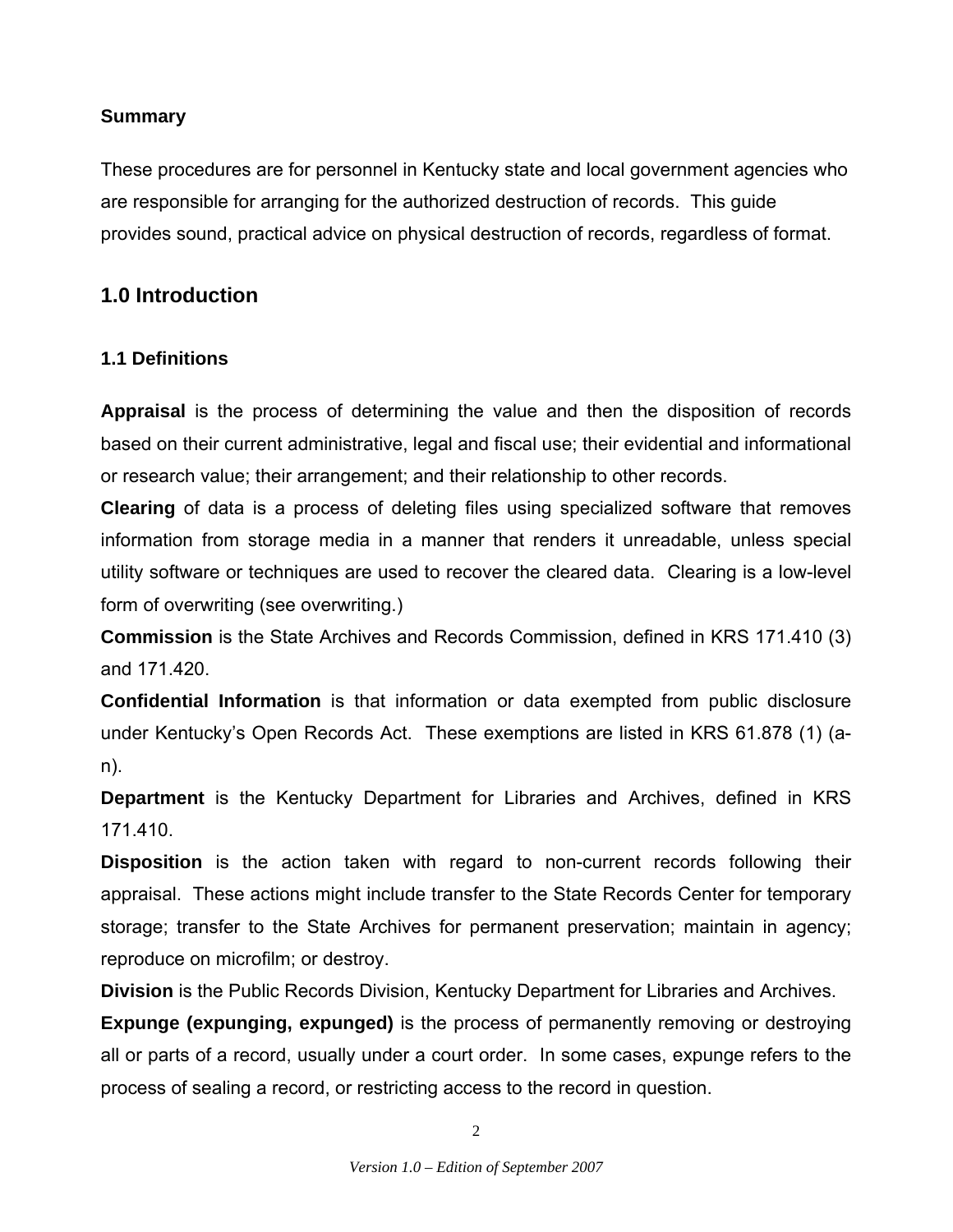**Summary**

These procedures are for personnel in Kentucky state and local government agencies who are responsible for arranging for the authorized destruction of records. This guide provides sound, practical advice on physical destruction of records, regardless of format.

## 1.0 Introduction

### 1.1 Definitions

**Appraisal** is the process of determining the value and then the disposition of records based on their current administrative, legal and fiscal use; their evidential and informational or research value; their arrangement; and their relationship to other records.

**Clearing** of data is a process of deleting files using specialized software that removes information from storage media in a manner that renders it unreadable, unless special utility software or techniques are used to recover the cleared data. Clearing is a low-level form of overwriting (see overwriting.)

**Commission** is the State Archives and Records Commission, defined in KRS 171.410 (3) and 171.420.

**Confidential Information** is that information or data exempted from public disclosure under Kentucky's Open Records Act. These exemptions are listed in KRS 61.878 (1) (a-n).

**Department** is the Kentucky Department for Libraries and Archives, defined in KRS 171.410.

**Disposition** is the action taken with regard to non-current records following their appraisal. These actions might include transfer to the State Records Center for temporary storage; transfer to the State Archives for permanent preservation; maintain in agency; reproduce on microfilm; or destroy.

**Division** is the Public Records Division, Kentucky Department for Libraries and Archives.

**Expunge (expunging, expunged)** is the process of permanently removing or destroying all or parts of a record, usually under a court order. In some cases, expunge refers to the process of sealing a record, or restricting access to the record in question.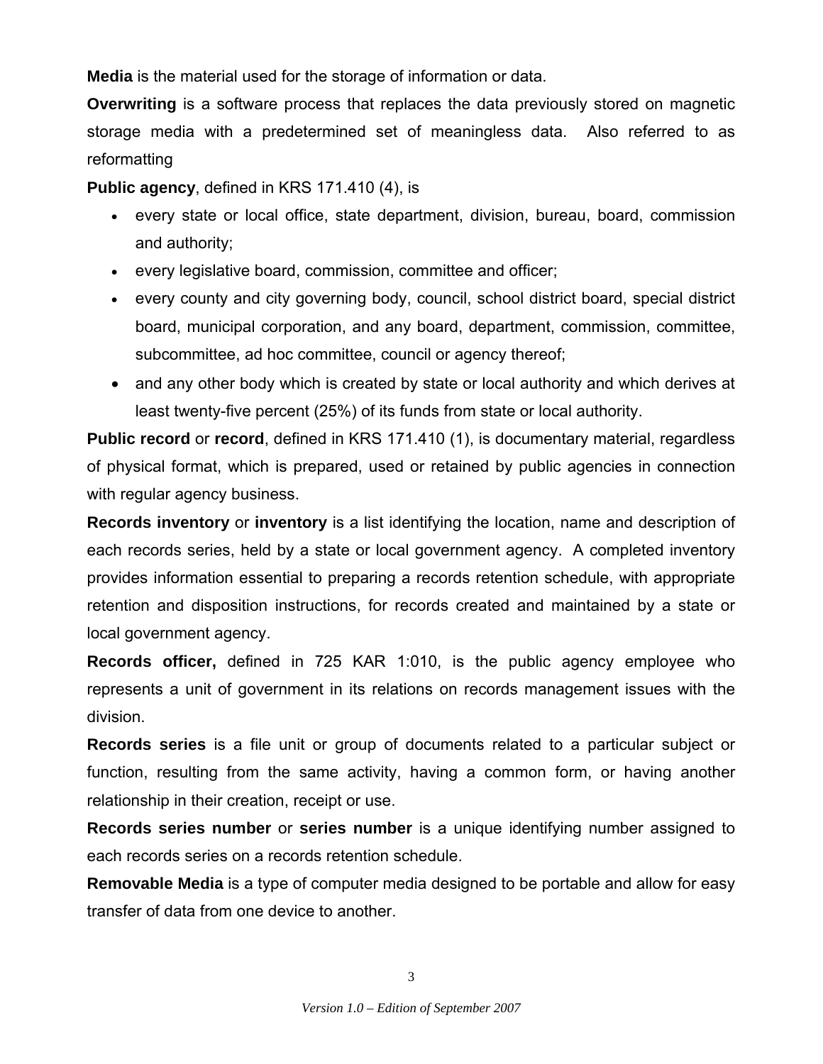**Media** is the material used for the storage of information or data.

**Overwriting** is a software process that replaces the data previously stored on magnetic storage media with a predetermined set of meaningless data. Also referred to as reformatting

**Public agency**, defined in KRS 171.410 (4), is

- every state or local office, state department, division, bureau, board, commission and authority;
- every legislative board, commission, committee and officer;
- every county and city governing body, council, school district board, special district board, municipal corporation, and any board, department, commission, committee, subcommittee, ad hoc committee, council or agency thereof;
- and any other body which is created by state or local authority and which derives at least twenty-five percent (25%) of its funds from state or local authority.

**Public record** or **record**, defined in KRS 171.410 (1), is documentary material, regardless of physical format, which is prepared, used or retained by public agencies in connection with regular agency business.

**Records inventory** or **inventory** is a list identifying the location, name and description of each records series, held by a state or local government agency. A completed inventory provides information essential to preparing a records retention schedule, with appropriate retention and disposition instructions, for records created and maintained by a state or local government agency.

**Records officer,** defined in 725 KAR 1:010, is the public agency employee who represents a unit of government in its relations on records management issues with the division.

**Records series** is a file unit or group of documents related to a particular subject or function, resulting from the same activity, having a common form, or having another relationship in their creation, receipt or use.

**Records series number** or **series number** is a unique identifying number assigned to each records series on a records retention schedule.

**Removable Media** is a type of computer media designed to be portable and allow for easy transfer of data from one device to another.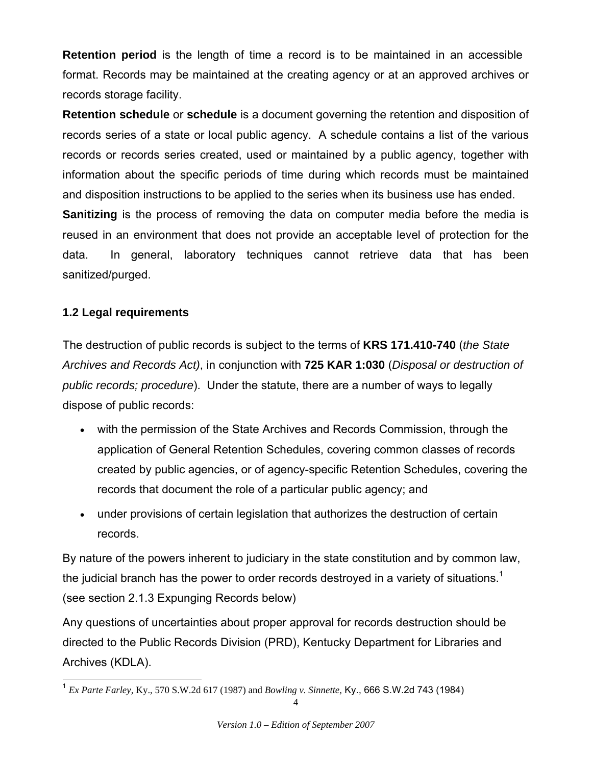**Retention period** is the length of time a record is to be maintained in an accessible format. Records may be maintained at the creating agency or at an approved archives or records storage facility.

**Retention schedule** or **schedule** is a document governing the retention and disposition of records series of a state or local public agency. A schedule contains a list of the various records or records series created, used or maintained by a public agency, together with information about the specific periods of time during which records must be maintained and disposition instructions to be applied to the series when its business use has ended.

**Sanitizing** is the process of removing the data on computer media before the media is reused in an environment that does not provide an acceptable level of protection for the data. In general, laboratory techniques cannot retrieve data that has been sanitized/purged.

### 1.2 Legal requirements

The destruction of public records is subject to the terms of **KRS 171.410-740** (*the State Archives and Records Act)*, in conjunction with **725 KAR 1:030** (*Disposal or destruction of public records; procedure*). Under the statute, there are a number of ways to legally dispose of public records:

- with the permission of the State Archives and Records Commission, through the application of General Retention Schedules, covering common classes of records created by public agencies, or of agency-specific Retention Schedules, covering the records that document the role of a particular public agency; and
- under provisions of certain legislation that authorizes the destruction of certain records.

By nature of the powers inherent to judiciary in the state constitution and by common law, the judicial branch has the power to order records destroyed in a variety of situations.[1] (see section 2.1.3 Expunging Records below)

Any questions of uncertainties about proper approval for records destruction should be directed to the Public Records Division (PRD), Kentucky Department for Libraries and Archives (KDLA).

---

[1] *Ex Parte Farley,* Ky., 570 S.W.2d 617 (1987) and *Bowling v. Sinnette,* Ky., 666 S.W.2d 743 (1984)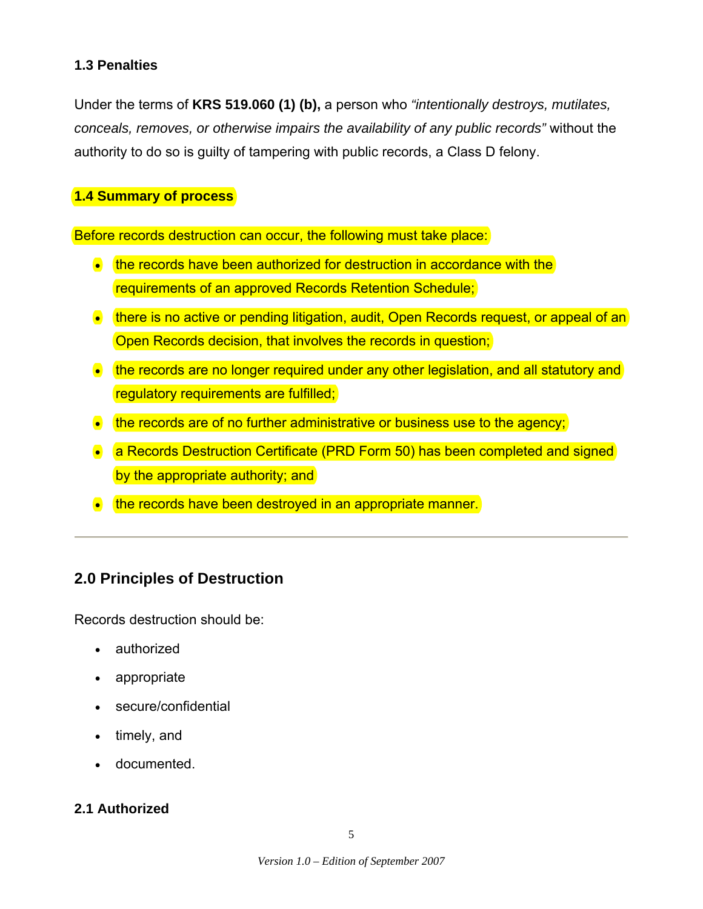### 1.3 Penalties

Under the terms of **KRS 519.060 (1) (b),** a person who *"intentionally destroys, mutilates, conceals, removes, or otherwise impairs the availability of any public records"* without the authority to do so is guilty of tampering with public records, a Class D felony.

### 1.4 Summary of process

Before records destruction can occur, the following must take place:

- the records have been authorized for destruction in accordance with the requirements of an approved Records Retention Schedule;
- there is no active or pending litigation, audit, Open Records request, or appeal of an Open Records decision, that involves the records in question;
- the records are no longer required under any other legislation, and all statutory and regulatory requirements are fulfilled;
- the records are of no further administrative or business use to the agency;
- a Records Destruction Certificate (PRD Form 50) has been completed and signed by the appropriate authority; and
- the records have been destroyed in an appropriate manner.

---

## 2.0 Principles of Destruction

Records destruction should be:

- authorized
- appropriate
- secure/confidential
- timely, and
- documented.

### 2.1 Authorized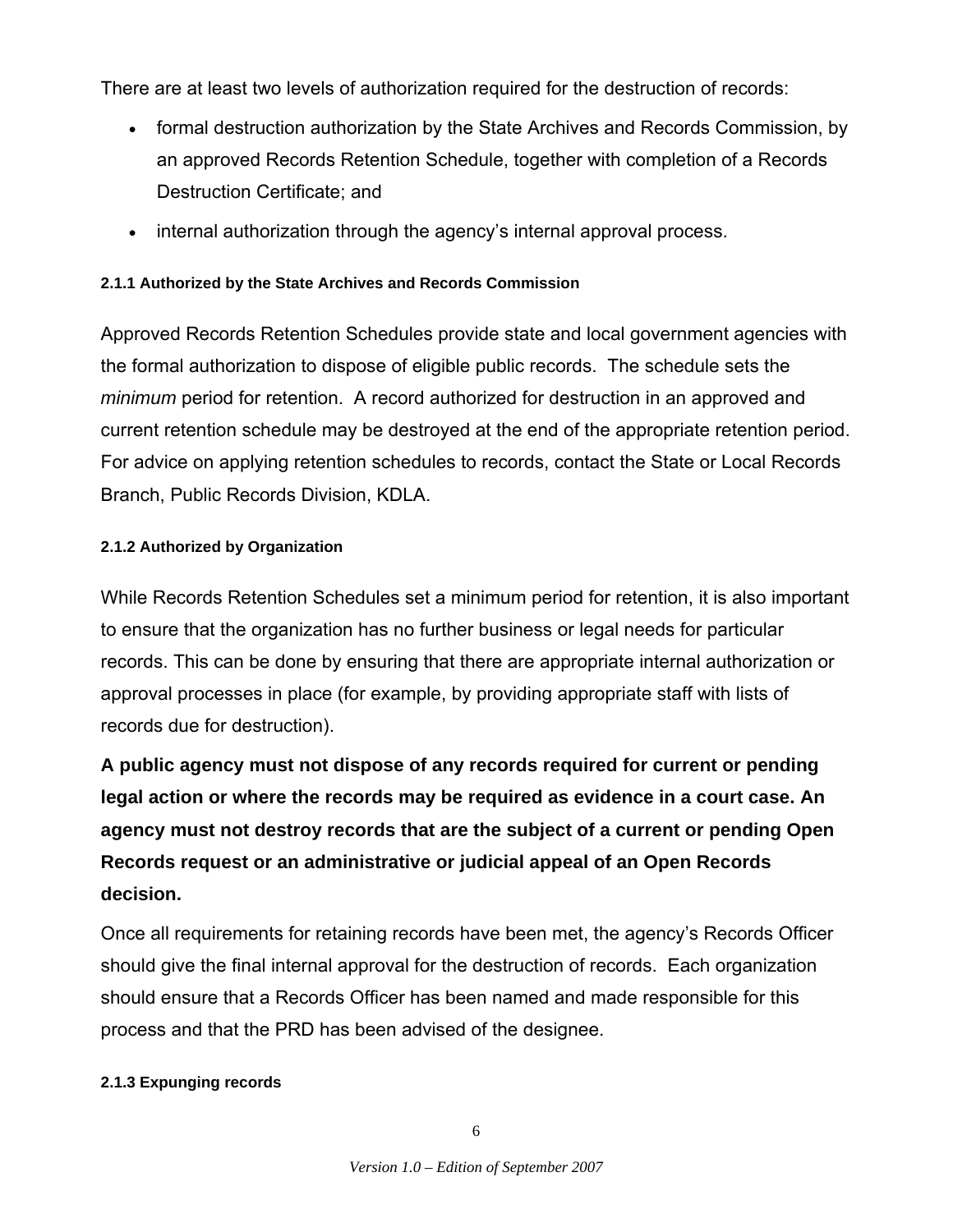There are at least two levels of authorization required for the destruction of records:

- formal destruction authorization by the State Archives and Records Commission, by an approved Records Retention Schedule, together with completion of a Records Destruction Certificate; and
- internal authorization through the agency's internal approval process.

#### 2.1.1 Authorized by the State Archives and Records Commission

Approved Records Retention Schedules provide state and local government agencies with the formal authorization to dispose of eligible public records. The schedule sets the *minimum* period for retention. A record authorized for destruction in an approved and current retention schedule may be destroyed at the end of the appropriate retention period. For advice on applying retention schedules to records, contact the State or Local Records Branch, Public Records Division, KDLA.

#### 2.1.2 Authorized by Organization

While Records Retention Schedules set a minimum period for retention, it is also important to ensure that the organization has no further business or legal needs for particular records. This can be done by ensuring that there are appropriate internal authorization or approval processes in place (for example, by providing appropriate staff with lists of records due for destruction).

**A public agency must not dispose of any records required for current or pending legal action or where the records may be required as evidence in a court case. An agency must not destroy records that are the subject of a current or pending Open Records request or an administrative or judicial appeal of an Open Records decision.**

Once all requirements for retaining records have been met, the agency's Records Officer should give the final internal approval for the destruction of records. Each organization should ensure that a Records Officer has been named and made responsible for this process and that the PRD has been advised of the designee.

#### 2.1.3 Expunging records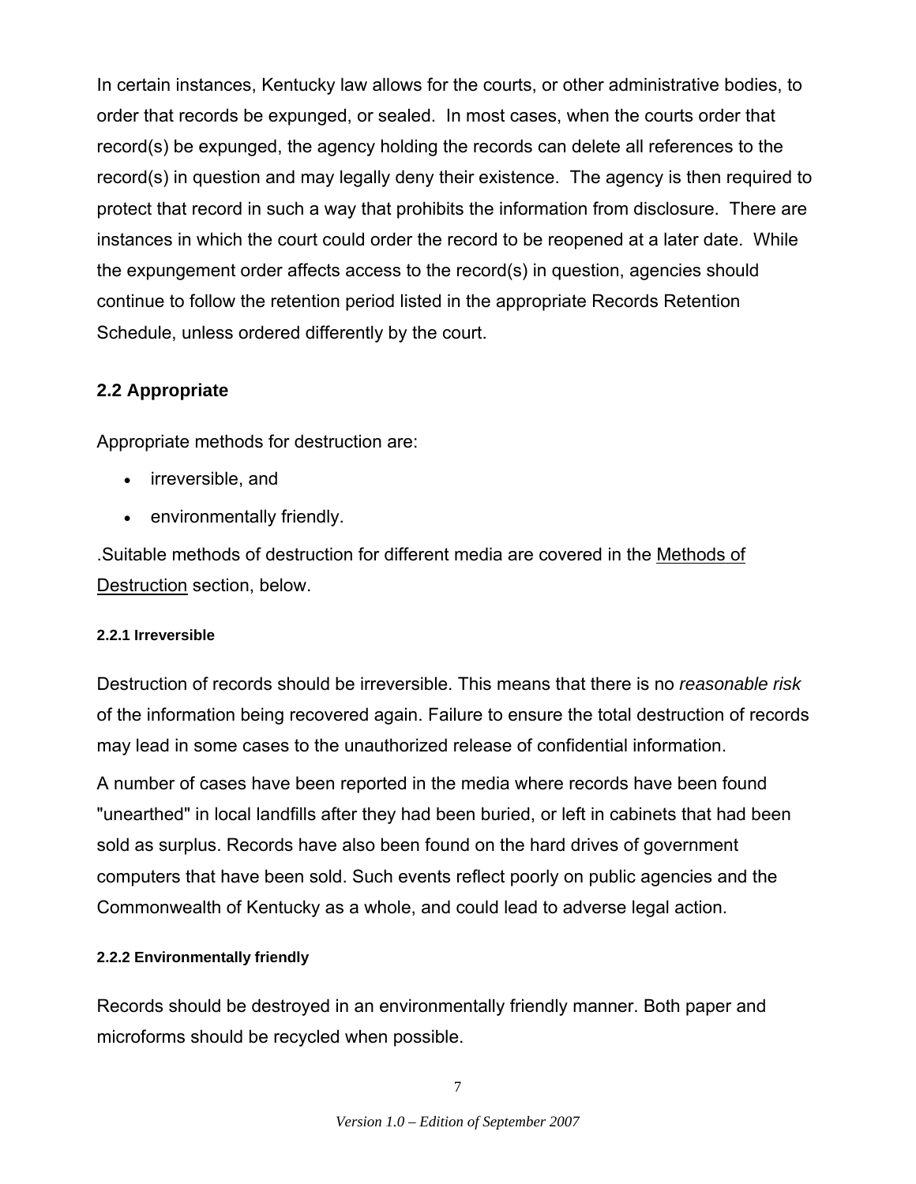In certain instances, Kentucky law allows for the courts, or other administrative bodies, to order that records be expunged, or sealed. In most cases, when the courts order that record(s) be expunged, the agency holding the records can delete all references to the record(s) in question and may legally deny their existence. The agency is then required to protect that record in such a way that prohibits the information from disclosure. There are instances in which the court could order the record to be reopened at a later date. While the expungement order affects access to the record(s) in question, agencies should continue to follow the retention period listed in the appropriate Records Retention Schedule, unless ordered differently by the court.

## 2.2 Appropriate

Appropriate methods for destruction are:

- irreversible, and
- environmentally friendly.

.Suitable methods of destruction for different media are covered in the Methods of Destruction section, below.

### 2.2.1 Irreversible

Destruction of records should be irreversible. This means that there is no *reasonable risk* of the information being recovered again. Failure to ensure the total destruction of records may lead in some cases to the unauthorized release of confidential information.

A number of cases have been reported in the media where records have been found "unearthed" in local landfills after they had been buried, or left in cabinets that had been sold as surplus. Records have also been found on the hard drives of government computers that have been sold. Such events reflect poorly on public agencies and the Commonwealth of Kentucky as a whole, and could lead to adverse legal action.

### 2.2.2 Environmentally friendly

Records should be destroyed in an environmentally friendly manner. Both paper and microforms should be recycled when possible.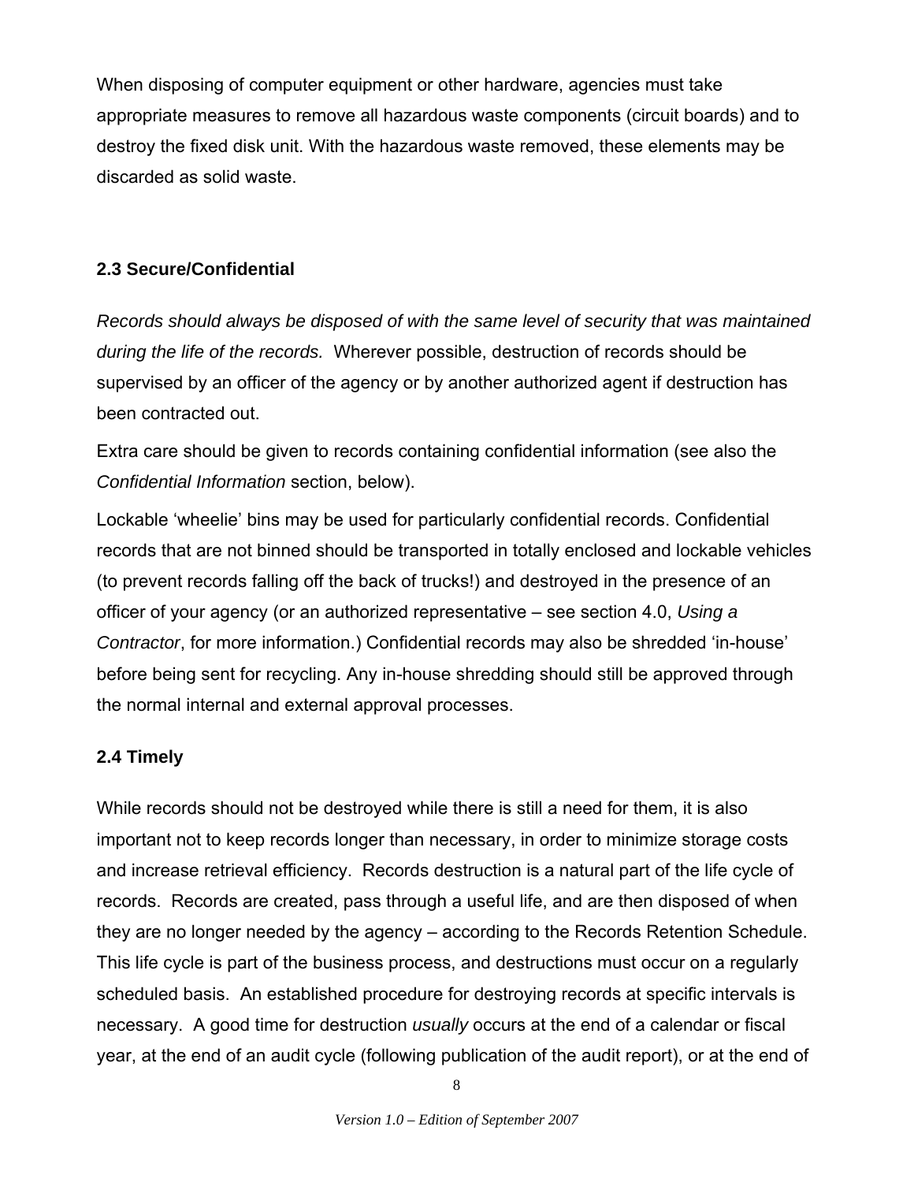When disposing of computer equipment or other hardware, agencies must take appropriate measures to remove all hazardous waste components (circuit boards) and to destroy the fixed disk unit. With the hazardous waste removed, these elements may be discarded as solid waste.

### 2.3 Secure/Confidential

*Records should always be disposed of with the same level of security that was maintained during the life of the records.* Wherever possible, destruction of records should be supervised by an officer of the agency or by another authorized agent if destruction has been contracted out.

Extra care should be given to records containing confidential information (see also the *Confidential Information* section, below).

Lockable 'wheelie' bins may be used for particularly confidential records. Confidential records that are not binned should be transported in totally enclosed and lockable vehicles (to prevent records falling off the back of trucks!) and destroyed in the presence of an officer of your agency (or an authorized representative – see section 4.0, *Using a Contractor*, for more information.) Confidential records may also be shredded 'in-house' before being sent for recycling. Any in-house shredding should still be approved through the normal internal and external approval processes.

### 2.4 Timely

While records should not be destroyed while there is still a need for them, it is also important not to keep records longer than necessary, in order to minimize storage costs and increase retrieval efficiency. Records destruction is a natural part of the life cycle of records. Records are created, pass through a useful life, and are then disposed of when they are no longer needed by the agency – according to the Records Retention Schedule. This life cycle is part of the business process, and destructions must occur on a regularly scheduled basis. An established procedure for destroying records at specific intervals is necessary. A good time for destruction *usually* occurs at the end of a calendar or fiscal year, at the end of an audit cycle (following publication of the audit report), or at the end of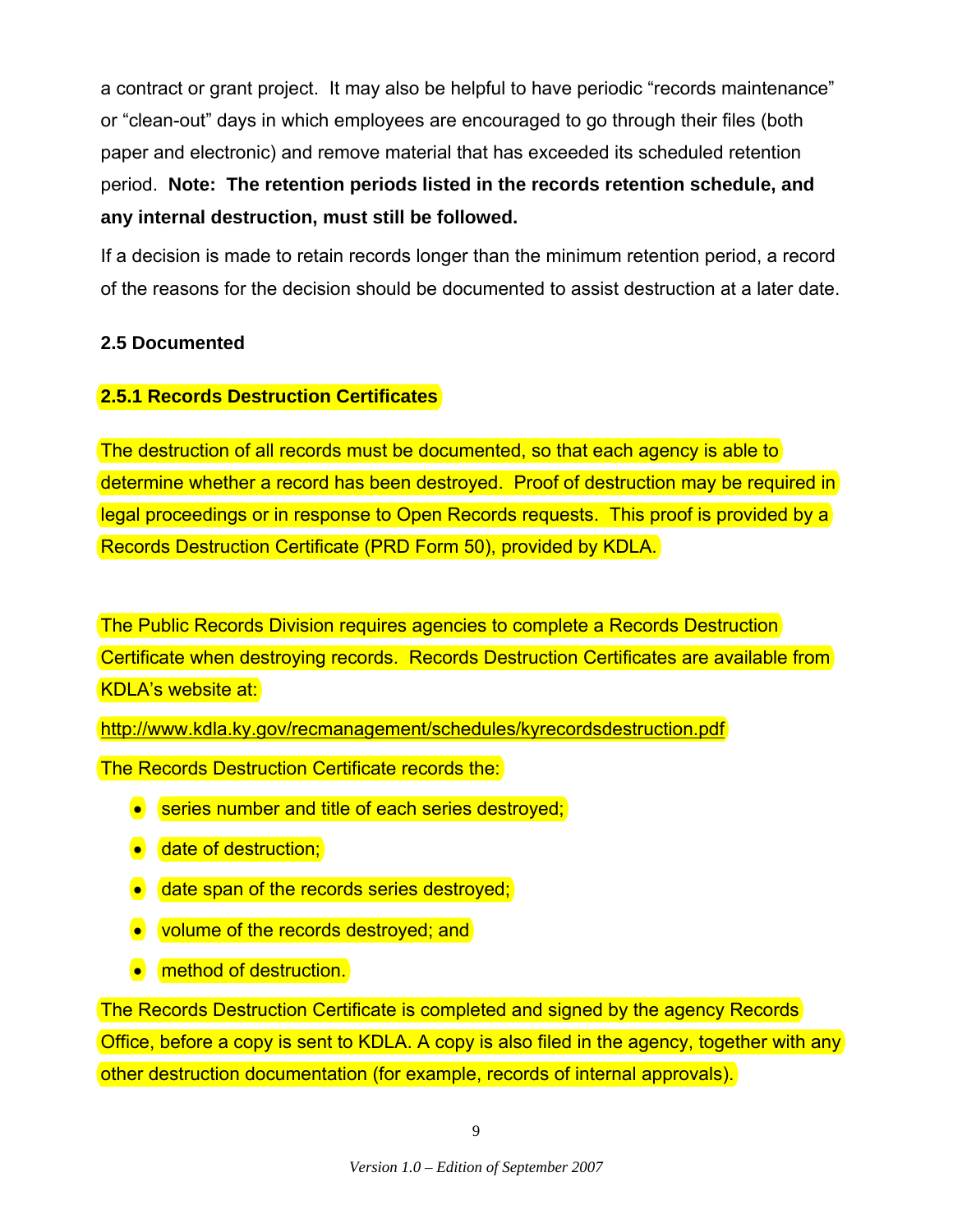a contract or grant project. It may also be helpful to have periodic "records maintenance" or "clean-out" days in which employees are encouraged to go through their files (both paper and electronic) and remove material that has exceeded its scheduled retention period. **Note: The retention periods listed in the records retention schedule, and any internal destruction, must still be followed.**

If a decision is made to retain records longer than the minimum retention period, a record of the reasons for the decision should be documented to assist destruction at a later date.

### 2.5 Documented

#### 2.5.1 Records Destruction Certificates

The destruction of all records must be documented, so that each agency is able to determine whether a record has been destroyed. Proof of destruction may be required in legal proceedings or in response to Open Records requests. This proof is provided by a Records Destruction Certificate (PRD Form 50), provided by KDLA.

The Public Records Division requires agencies to complete a Records Destruction Certificate when destroying records. Records Destruction Certificates are available from KDLA's website at:

http://www.kdla.ky.gov/recmanagement/schedules/kyrecordsdestruction.pdf

The Records Destruction Certificate records the:

- series number and title of each series destroyed;
- date of destruction;
- date span of the records series destroyed;
- volume of the records destroyed; and
- method of destruction.

The Records Destruction Certificate is completed and signed by the agency Records Office, before a copy is sent to KDLA. A copy is also filed in the agency, together with any other destruction documentation (for example, records of internal approvals).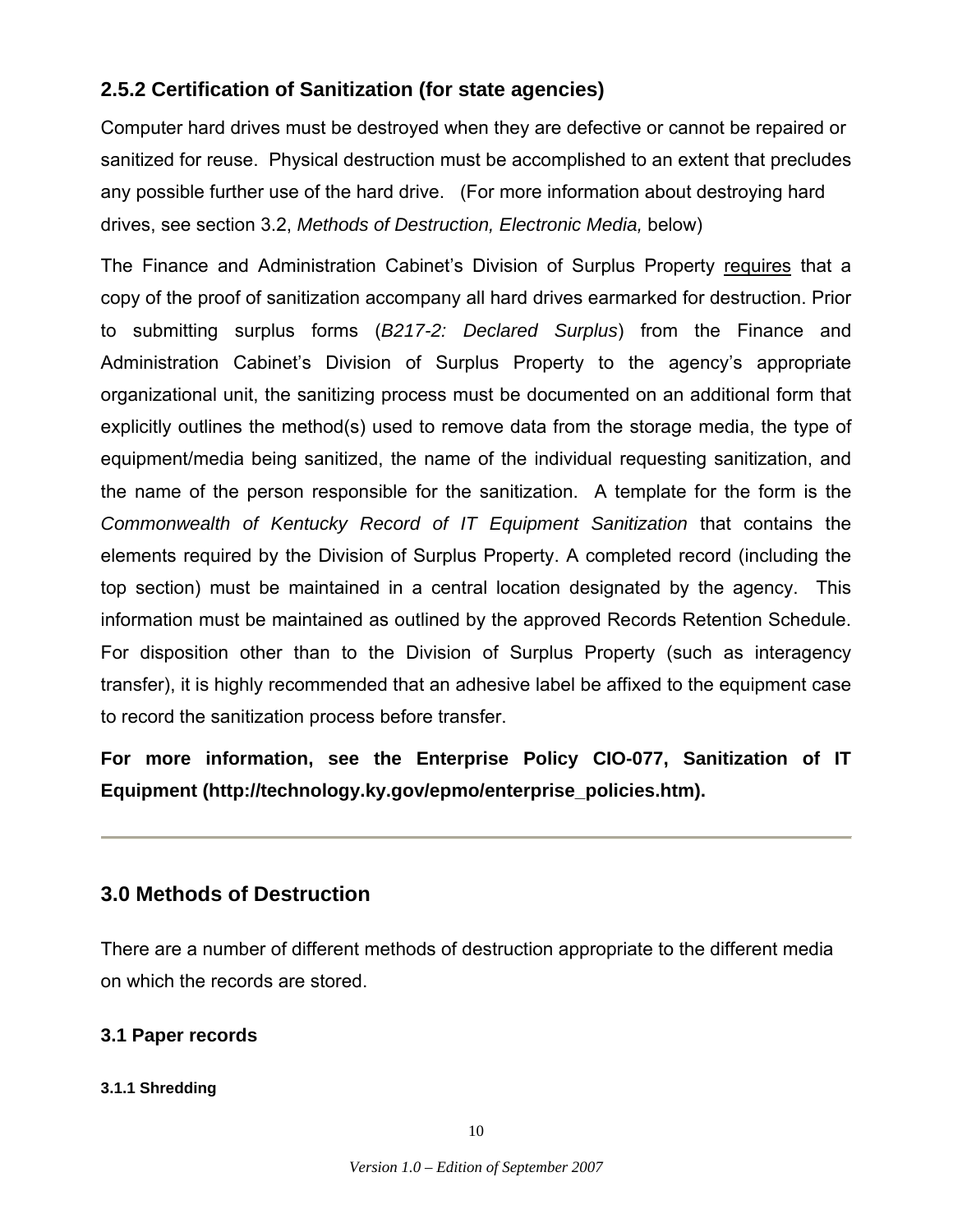### 2.5.2 Certification of Sanitization (for state agencies)

Computer hard drives must be destroyed when they are defective or cannot be repaired or sanitized for reuse. Physical destruction must be accomplished to an extent that precludes any possible further use of the hard drive. (For more information about destroying hard drives, see section 3.2, *Methods of Destruction, Electronic Media,* below)

The Finance and Administration Cabinet's Division of Surplus Property requires that a copy of the proof of sanitization accompany all hard drives earmarked for destruction. Prior to submitting surplus forms (*B217-2: Declared Surplus*) from the Finance and Administration Cabinet's Division of Surplus Property to the agency's appropriate organizational unit, the sanitizing process must be documented on an additional form that explicitly outlines the method(s) used to remove data from the storage media, the type of equipment/media being sanitized, the name of the individual requesting sanitization, and the name of the person responsible for the sanitization. A template for the form is the *Commonwealth of Kentucky Record of IT Equipment Sanitization* that contains the elements required by the Division of Surplus Property. A completed record (including the top section) must be maintained in a central location designated by the agency. This information must be maintained as outlined by the approved Records Retention Schedule. For disposition other than to the Division of Surplus Property (such as interagency transfer), it is highly recommended that an adhesive label be affixed to the equipment case to record the sanitization process before transfer.

**For more information, see the Enterprise Policy CIO-077, Sanitization of IT Equipment (http://technology.ky.gov/epmo/enterprise_policies.htm).**

---

## 3.0 Methods of Destruction

There are a number of different methods of destruction appropriate to the different media on which the records are stored.

### 3.1 Paper records

#### 3.1.1 Shredding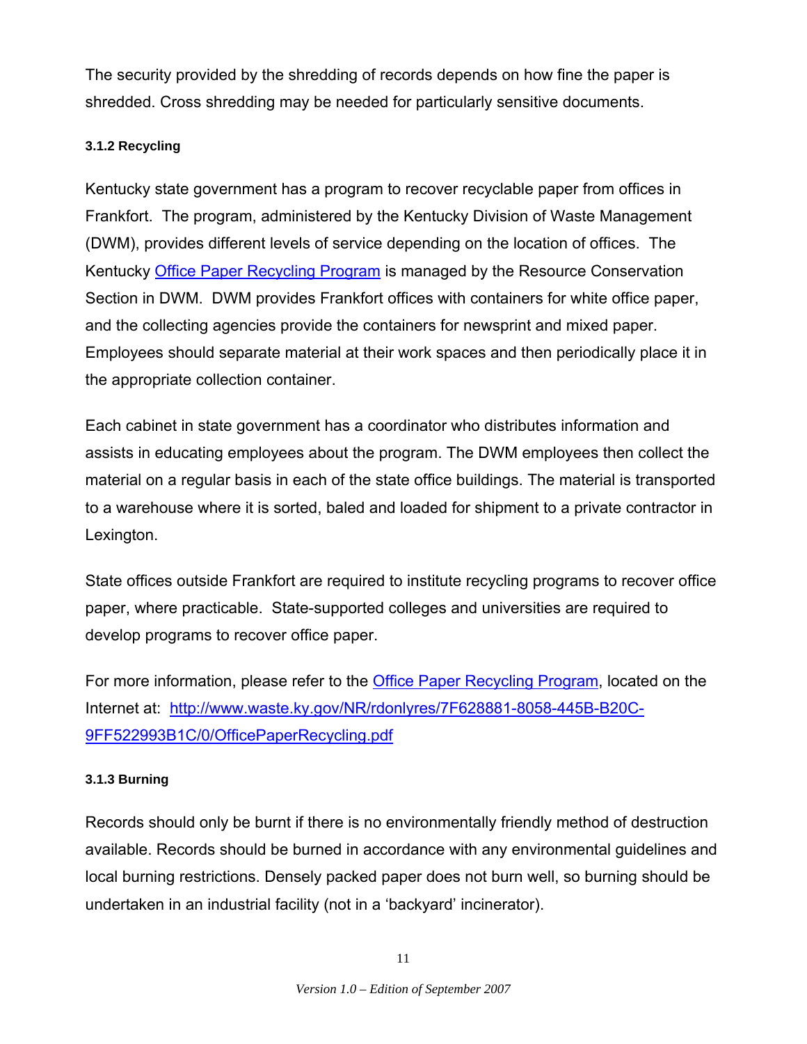The security provided by the shredding of records depends on how fine the paper is shredded. Cross shredding may be needed for particularly sensitive documents.

#### 3.1.2 Recycling

Kentucky state government has a program to recover recyclable paper from offices in Frankfort. The program, administered by the Kentucky Division of Waste Management (DWM), provides different levels of service depending on the location of offices. The Kentucky [Office Paper Recycling Program](http://www.waste.ky.gov/NR/rdonlyres/7F628881-8058-445B-B20C-9FF522993B1C/0/OfficePaperRecycling.pdf) is managed by the Resource Conservation Section in DWM. DWM provides Frankfort offices with containers for white office paper, and the collecting agencies provide the containers for newsprint and mixed paper. Employees should separate material at their work spaces and then periodically place it in the appropriate collection container.

Each cabinet in state government has a coordinator who distributes information and assists in educating employees about the program. The DWM employees then collect the material on a regular basis in each of the state office buildings. The material is transported to a warehouse where it is sorted, baled and loaded for shipment to a private contractor in Lexington.

State offices outside Frankfort are required to institute recycling programs to recover office paper, where practicable. State-supported colleges and universities are required to develop programs to recover office paper.

For more information, please refer to the [Office Paper Recycling Program](http://www.waste.ky.gov/NR/rdonlyres/7F628881-8058-445B-B20C-9FF522993B1C/0/OfficePaperRecycling.pdf), located on the Internet at: [http://www.waste.ky.gov/NR/rdonlyres/7F628881-8058-445B-B20C-9FF522993B1C/0/OfficePaperRecycling.pdf](http://www.waste.ky.gov/NR/rdonlyres/7F628881-8058-445B-B20C-9FF522993B1C/0/OfficePaperRecycling.pdf)

#### 3.1.3 Burning

Records should only be burnt if there is no environmentally friendly method of destruction available. Records should be burned in accordance with any environmental guidelines and local burning restrictions. Densely packed paper does not burn well, so burning should be undertaken in an industrial facility (not in a 'backyard' incinerator).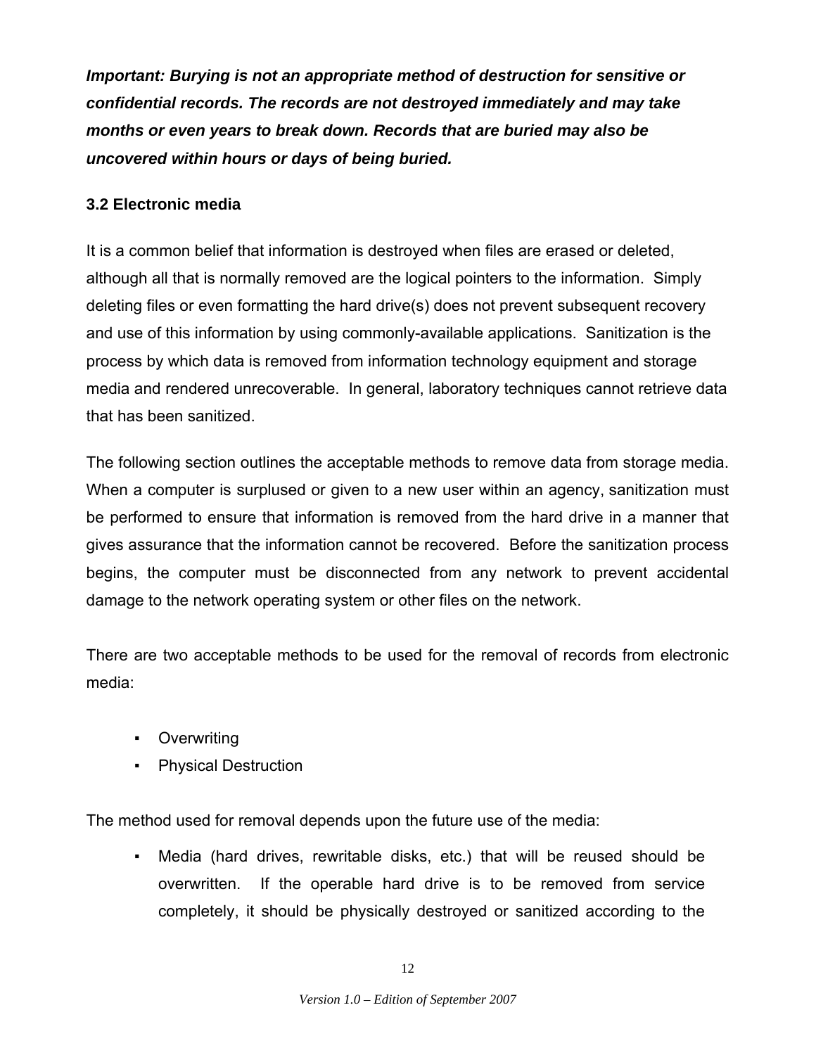***Important: Burying is not an appropriate method of destruction for sensitive or confidential records. The records are not destroyed immediately and may take months or even years to break down. Records that are buried may also be uncovered within hours or days of being buried.***

### 3.2 Electronic media

It is a common belief that information is destroyed when files are erased or deleted, although all that is normally removed are the logical pointers to the information. Simply deleting files or even formatting the hard drive(s) does not prevent subsequent recovery and use of this information by using commonly-available applications. Sanitization is the process by which data is removed from information technology equipment and storage media and rendered unrecoverable. In general, laboratory techniques cannot retrieve data that has been sanitized.

The following section outlines the acceptable methods to remove data from storage media. When a computer is surplused or given to a new user within an agency, sanitization must be performed to ensure that information is removed from the hard drive in a manner that gives assurance that the information cannot be recovered. Before the sanitization process begins, the computer must be disconnected from any network to prevent accidental damage to the network operating system or other files on the network.

There are two acceptable methods to be used for the removal of records from electronic media:

- Overwriting
- Physical Destruction

The method used for removal depends upon the future use of the media:

- Media (hard drives, rewritable disks, etc.) that will be reused should be overwritten. If the operable hard drive is to be removed from service completely, it should be physically destroyed or sanitized according to the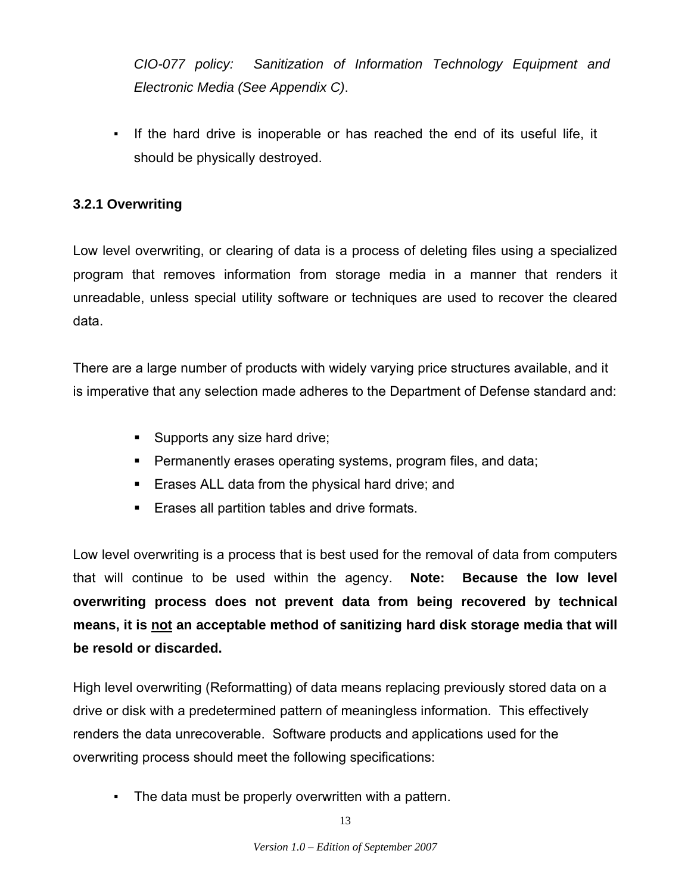*CIO-077 policy: Sanitization of Information Technology Equipment and Electronic Media (See Appendix C)*.

- If the hard drive is inoperable or has reached the end of its useful life, it should be physically destroyed.

### 3.2.1 Overwriting

Low level overwriting, or clearing of data is a process of deleting files using a specialized program that removes information from storage media in a manner that renders it unreadable, unless special utility software or techniques are used to recover the cleared data.

There are a large number of products with widely varying price structures available, and it is imperative that any selection made adheres to the Department of Defense standard and:

- Supports any size hard drive;
- Permanently erases operating systems, program files, and data;
- Erases ALL data from the physical hard drive; and
- Erases all partition tables and drive formats.

Low level overwriting is a process that is best used for the removal of data from computers that will continue to be used within the agency. **Note: Because the low level overwriting process does not prevent data from being recovered by technical means, it is <u>not</u> an acceptable method of sanitizing hard disk storage media that will be resold or discarded.**

High level overwriting (Reformatting) of data means replacing previously stored data on a drive or disk with a predetermined pattern of meaningless information. This effectively renders the data unrecoverable. Software products and applications used for the overwriting process should meet the following specifications:

- The data must be properly overwritten with a pattern.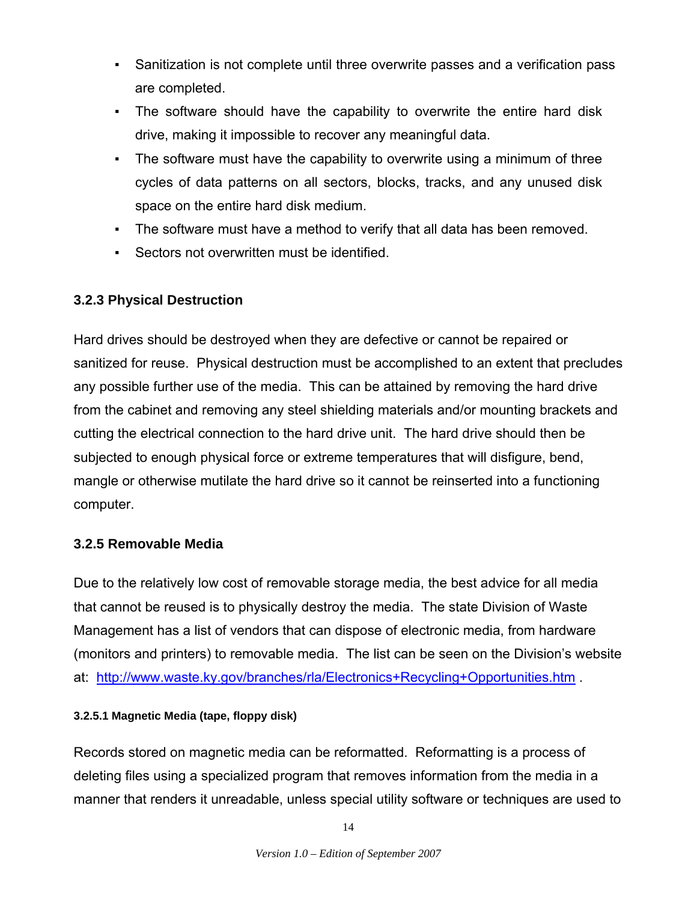- Sanitization is not complete until three overwrite passes and a verification pass are completed.
- The software should have the capability to overwrite the entire hard disk drive, making it impossible to recover any meaningful data.
- The software must have the capability to overwrite using a minimum of three cycles of data patterns on all sectors, blocks, tracks, and any unused disk space on the entire hard disk medium.
- The software must have a method to verify that all data has been removed.
- Sectors not overwritten must be identified.

### 3.2.3 Physical Destruction

Hard drives should be destroyed when they are defective or cannot be repaired or sanitized for reuse. Physical destruction must be accomplished to an extent that precludes any possible further use of the media. This can be attained by removing the hard drive from the cabinet and removing any steel shielding materials and/or mounting brackets and cutting the electrical connection to the hard drive unit. The hard drive should then be subjected to enough physical force or extreme temperatures that will disfigure, bend, mangle or otherwise mutilate the hard drive so it cannot be reinserted into a functioning computer.

### 3.2.5 Removable Media

Due to the relatively low cost of removable storage media, the best advice for all media that cannot be reused is to physically destroy the media. The state Division of Waste Management has a list of vendors that can dispose of electronic media, from hardware (monitors and printers) to removable media. The list can be seen on the Division's website at: [http://www.waste.ky.gov/branches/rla/Electronics+Recycling+Opportunities.htm](http://www.waste.ky.gov/branches/rla/Electronics+Recycling+Opportunities.htm) .

#### 3.2.5.1 Magnetic Media (tape, floppy disk)

Records stored on magnetic media can be reformatted. Reformatting is a process of deleting files using a specialized program that removes information from the media in a manner that renders it unreadable, unless special utility software or techniques are used to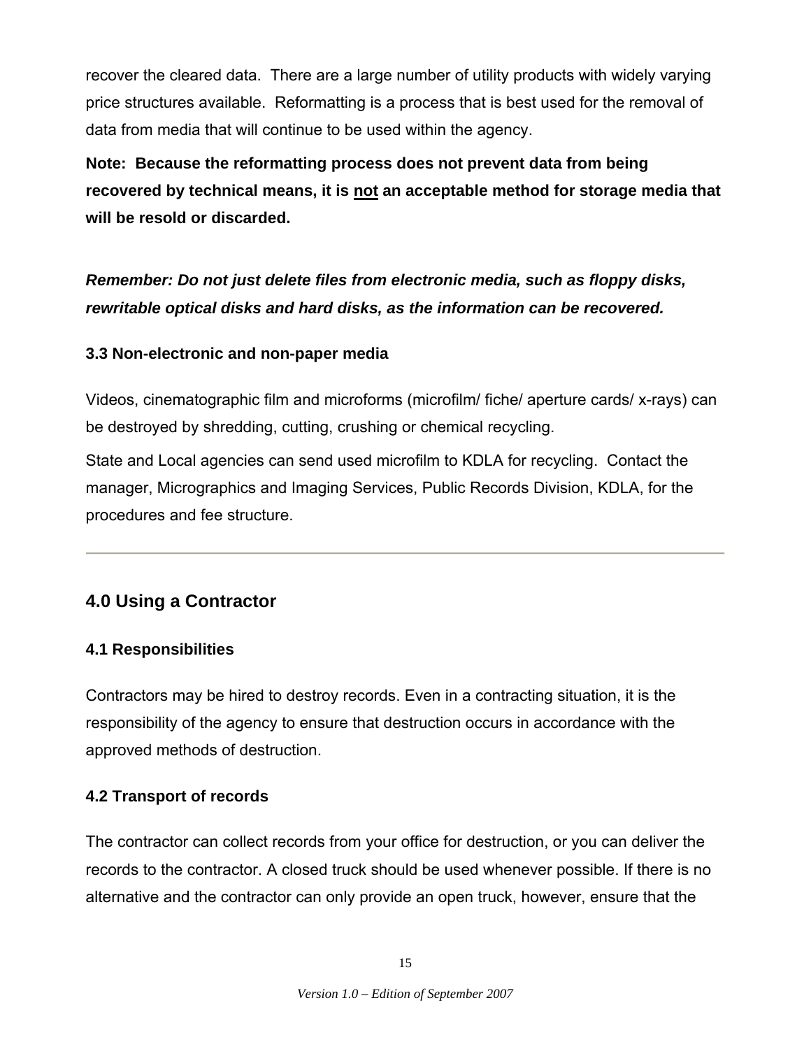recover the cleared data. There are a large number of utility products with widely varying price structures available. Reformatting is a process that is best used for the removal of data from media that will continue to be used within the agency.

**Note: Because the reformatting process does not prevent data from being recovered by technical means, it is <u>not</u> an acceptable method for storage media that will be resold or discarded.**

***Remember: Do not just delete files from electronic media, such as floppy disks, rewritable optical disks and hard disks, as the information can be recovered.***

### 3.3 Non-electronic and non-paper media

Videos, cinematographic film and microforms (microfilm/ fiche/ aperture cards/ x-rays) can be destroyed by shredding, cutting, crushing or chemical recycling.

State and Local agencies can send used microfilm to KDLA for recycling. Contact the manager, Micrographics and Imaging Services, Public Records Division, KDLA, for the procedures and fee structure.

---

## 4.0 Using a Contractor

### 4.1 Responsibilities

Contractors may be hired to destroy records. Even in a contracting situation, it is the responsibility of the agency to ensure that destruction occurs in accordance with the approved methods of destruction.

### 4.2 Transport of records

The contractor can collect records from your office for destruction, or you can deliver the records to the contractor. A closed truck should be used whenever possible. If there is no alternative and the contractor can only provide an open truck, however, ensure that the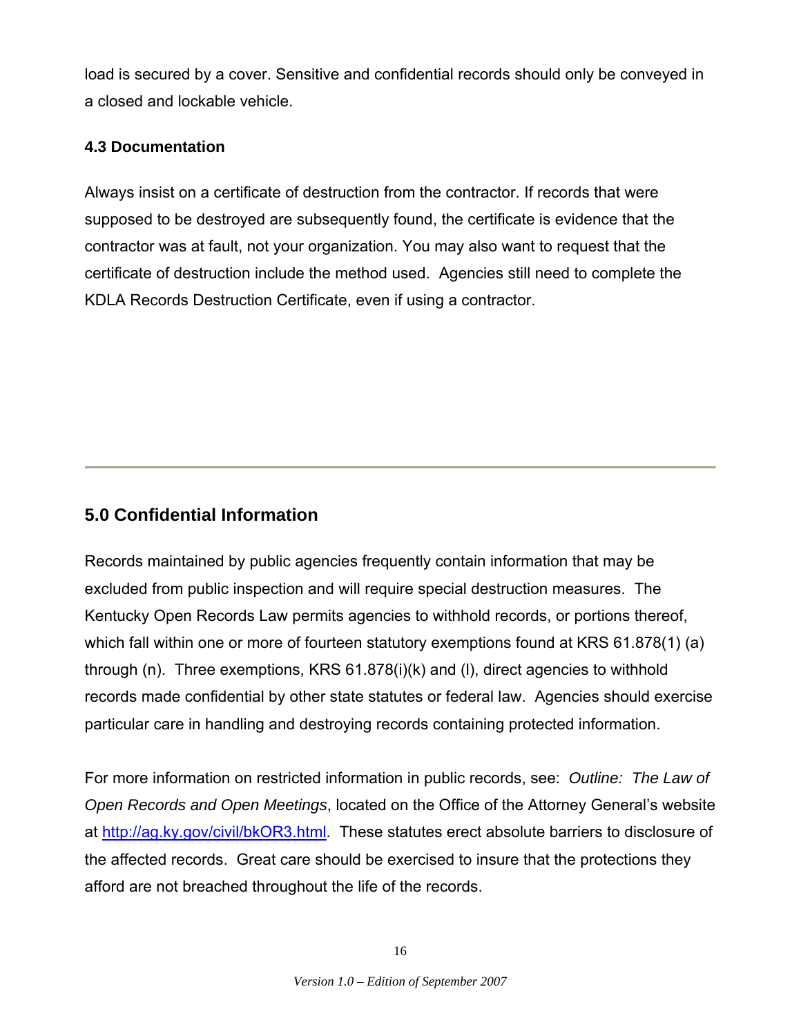load is secured by a cover. Sensitive and confidential records should only be conveyed in a closed and lockable vehicle.

### 4.3 Documentation

Always insist on a certificate of destruction from the contractor. If records that were supposed to be destroyed are subsequently found, the certificate is evidence that the contractor was at fault, not your organization. You may also want to request that the certificate of destruction include the method used. Agencies still need to complete the KDLA Records Destruction Certificate, even if using a contractor.

---

## 5.0 Confidential Information

Records maintained by public agencies frequently contain information that may be excluded from public inspection and will require special destruction measures. The Kentucky Open Records Law permits agencies to withhold records, or portions thereof, which fall within one or more of fourteen statutory exemptions found at KRS 61.878(1) (a) through (n). Three exemptions, KRS 61.878(i)(k) and (l), direct agencies to withhold records made confidential by other state statutes or federal law. Agencies should exercise particular care in handling and destroying records containing protected information.

For more information on restricted information in public records, see: *Outline: The Law of Open Records and Open Meetings*, located on the Office of the Attorney General's website at http://ag.ky.gov/civil/bkOR3.html. These statutes erect absolute barriers to disclosure of the affected records. Great care should be exercised to insure that the protections they afford are not breached throughout the life of the records.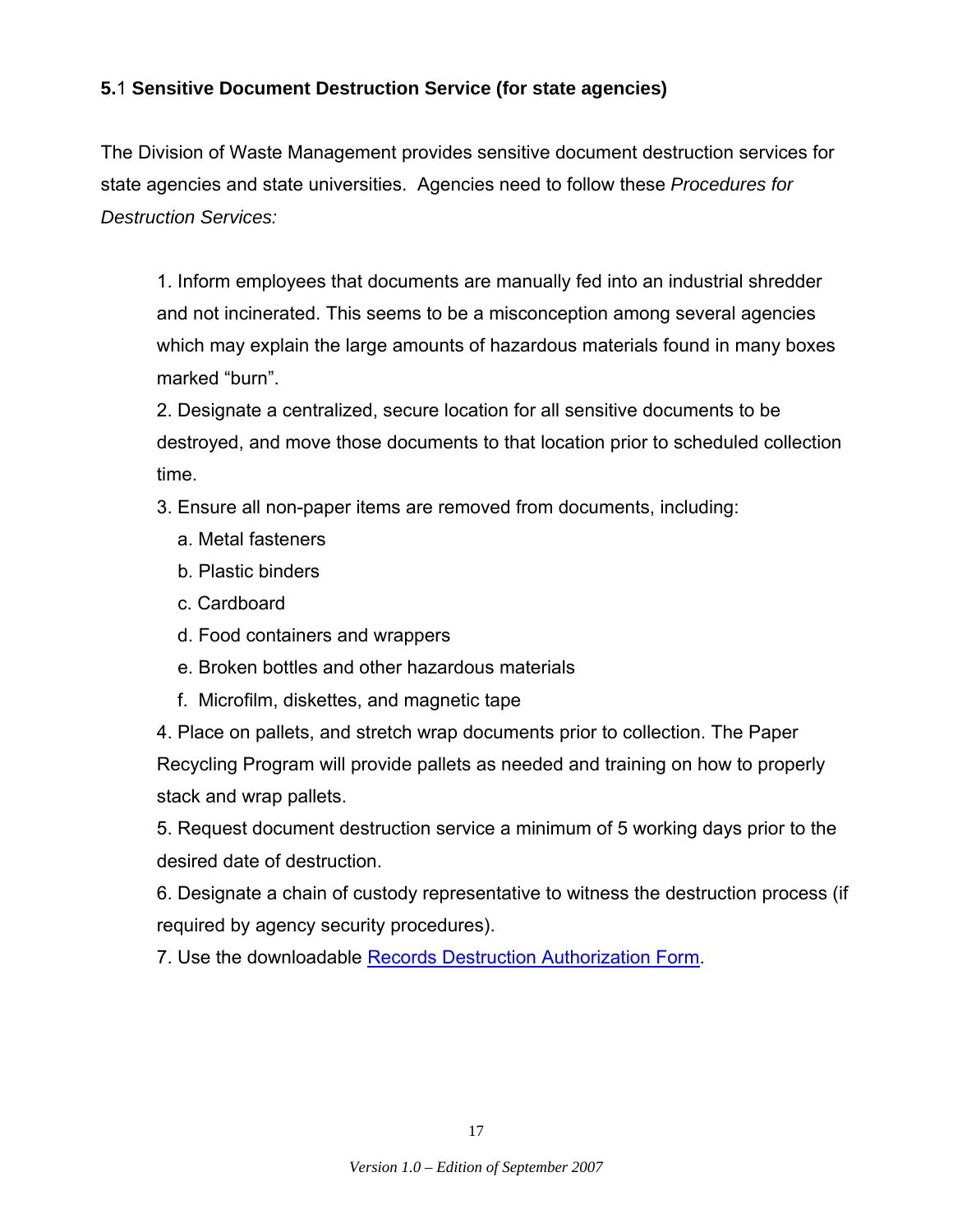### **5.1 Sensitive Document Destruction Service (for state agencies)**

The Division of Waste Management provides sensitive document destruction services for state agencies and state universities. Agencies need to follow these *Procedures for Destruction Services:*

1. Inform employees that documents are manually fed into an industrial shredder and not incinerated. This seems to be a misconception among several agencies which may explain the large amounts of hazardous materials found in many boxes marked "burn".
2. Designate a centralized, secure location for all sensitive documents to be destroyed, and move those documents to that location prior to scheduled collection time.
3. Ensure all non-paper items are removed from documents, including:
   a. Metal fasteners
   b. Plastic binders
   c. Cardboard
   d. Food containers and wrappers
   e. Broken bottles and other hazardous materials
   f. Microfilm, diskettes, and magnetic tape
4. Place on pallets, and stretch wrap documents prior to collection. The Paper Recycling Program will provide pallets as needed and training on how to properly stack and wrap pallets.
5. Request document destruction service a minimum of 5 working days prior to the desired date of destruction.
6. Designate a chain of custody representative to witness the destruction process (if required by agency security procedures).
7. Use the downloadable Records Destruction Authorization Form.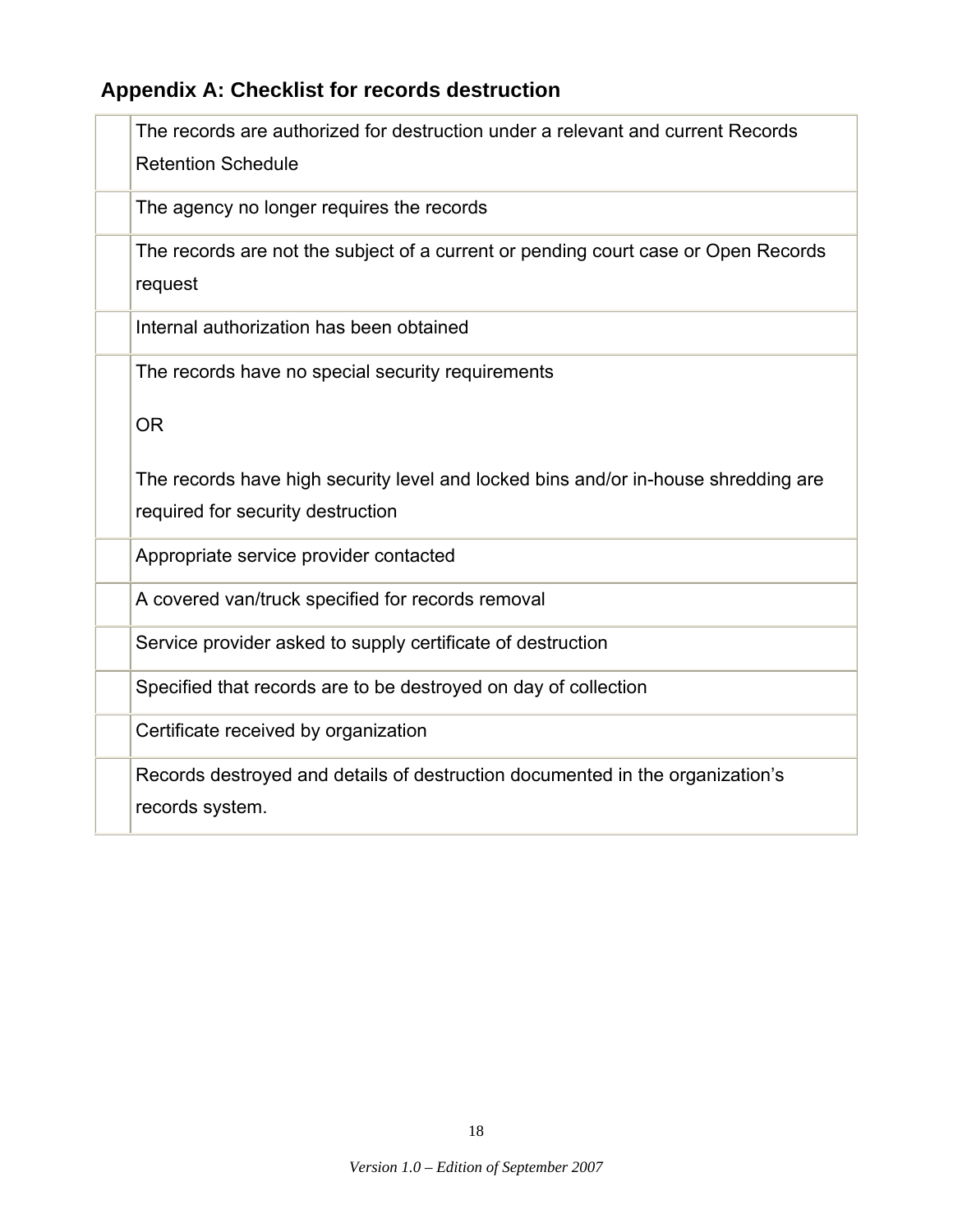## Appendix A: Checklist for records destruction

| | |
|---|---|
| | The records are authorized for destruction under a relevant and current Records Retention Schedule |
| | The agency no longer requires the records |
| | The records are not the subject of a current or pending court case or Open Records request |
| | Internal authorization has been obtained |
| | The records have no special security requirements<br><br>OR<br><br>The records have high security level and locked bins and/or in-house shredding are required for security destruction |
| | Appropriate service provider contacted |
| | A covered van/truck specified for records removal |
| | Service provider asked to supply certificate of destruction |
| | Specified that records are to be destroyed on day of collection |
| | Certificate received by organization |
| | Records destroyed and details of destruction documented in the organization's records system. |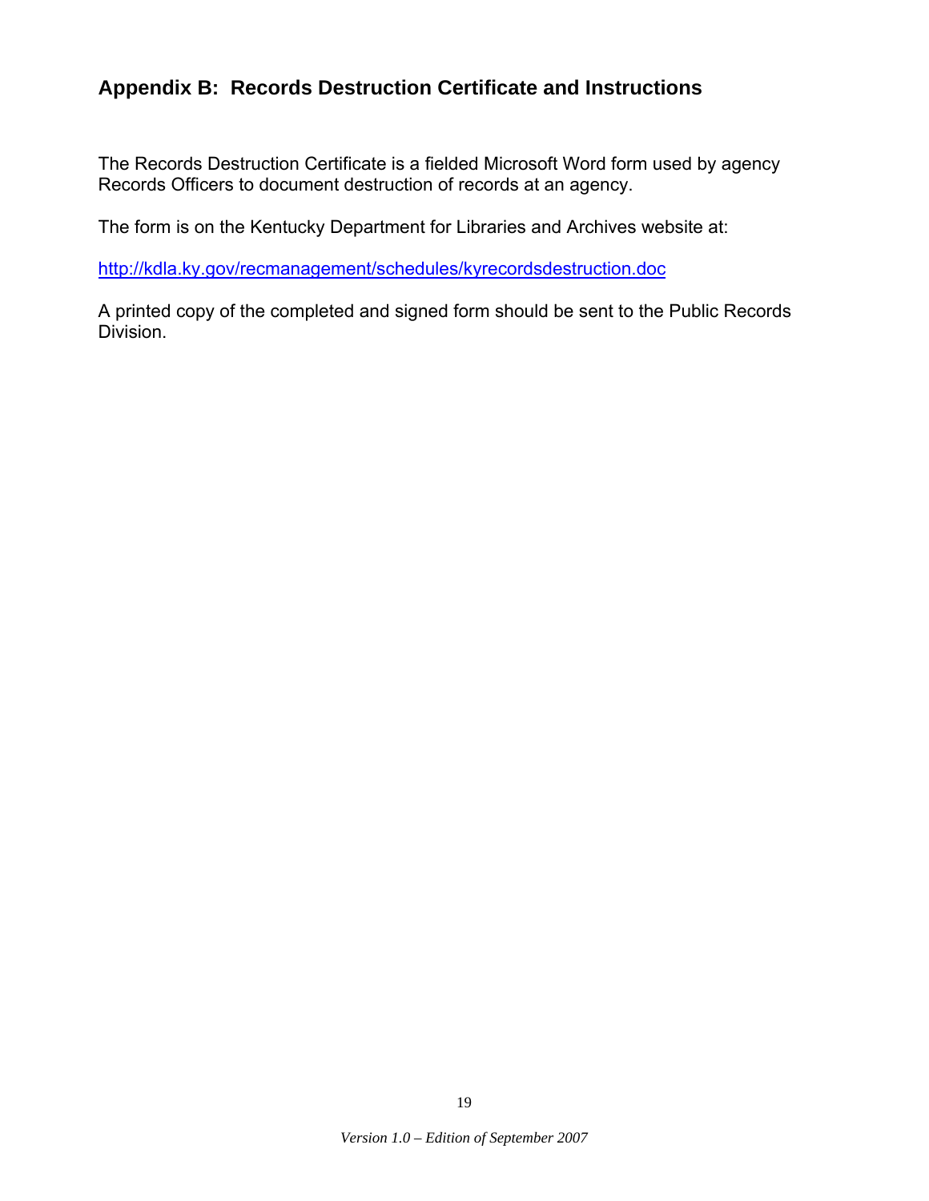## Appendix B:  Records Destruction Certificate and Instructions

The Records Destruction Certificate is a fielded Microsoft Word form used by agency Records Officers to document destruction of records at an agency.

The form is on the Kentucky Department for Libraries and Archives website at:

http://kdla.ky.gov/recmanagement/schedules/kyrecordsdestruction.doc

A printed copy of the completed and signed form should be sent to the Public Records Division.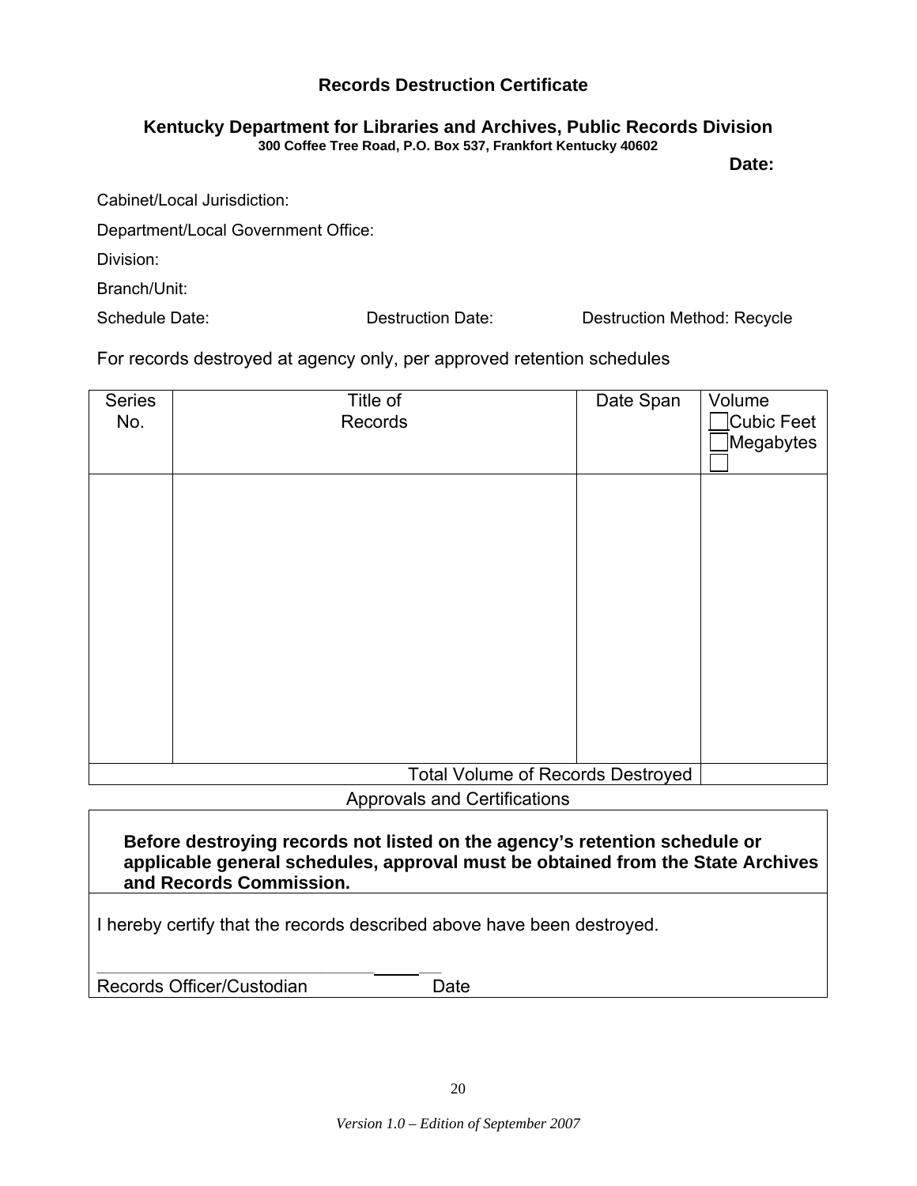## Records Destruction Certificate

**Kentucky Department for Libraries and Archives, Public Records Division**
**300 Coffee Tree Road, P.O. Box 537, Frankfort Kentucky 40602**

**Date:**

Cabinet/Local Jurisdiction:

Department/Local Government Office:

Division:

Branch/Unit:

Schedule Date: Destruction Date: Destruction Method: Recycle

For records destroyed at agency only, per approved retention schedules

| Series No. | Title of Records | Date Span | Volume ☐ Cubic Feet ☐ Megabytes ☐ |
|---|---|---|---|
| | | | |
| Total Volume of Records Destroyed | | | |

Approvals and Certifications

**Before destroying records not listed on the agency's retention schedule or applicable general schedules, approval must be obtained from the State Archives and Records Commission.**

I hereby certify that the records described above have been destroyed.

_______________________________ ________

Records Officer/Custodian Date

*Version 1.0 – Edition of September 2007*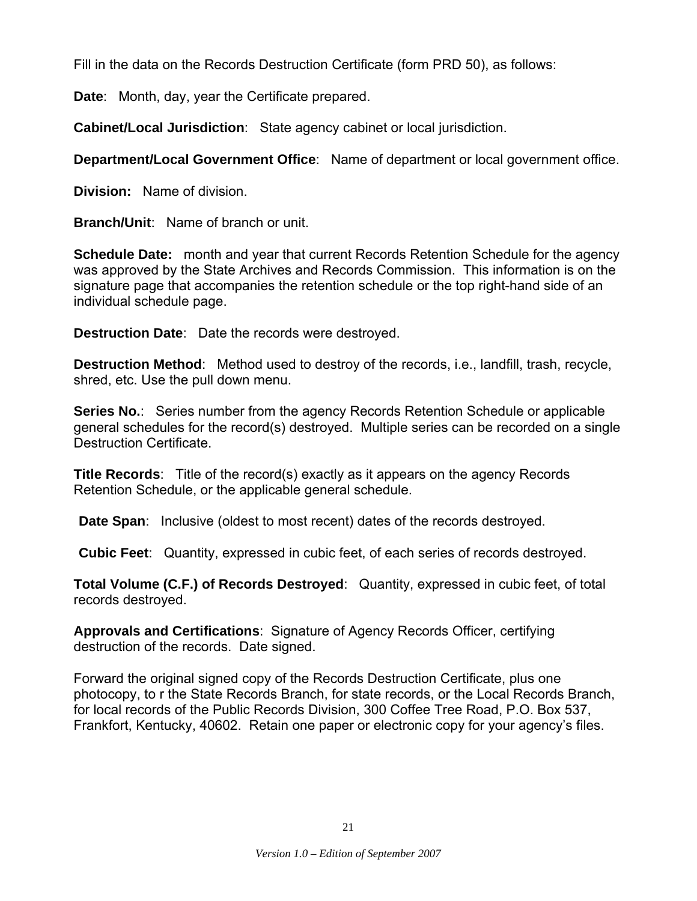Fill in the data on the Records Destruction Certificate (form PRD 50), as follows:

**Date**: Month, day, year the Certificate prepared.

**Cabinet/Local Jurisdiction**: State agency cabinet or local jurisdiction.

**Department/Local Government Office**: Name of department or local government office.

**Division:** Name of division.

**Branch/Unit**: Name of branch or unit.

**Schedule Date:** month and year that current Records Retention Schedule for the agency was approved by the State Archives and Records Commission. This information is on the signature page that accompanies the retention schedule or the top right-hand side of an individual schedule page.

**Destruction Date**: Date the records were destroyed.

**Destruction Method**: Method used to destroy of the records, i.e., landfill, trash, recycle, shred, etc. Use the pull down menu.

**Series No.**: Series number from the agency Records Retention Schedule or applicable general schedules for the record(s) destroyed. Multiple series can be recorded on a single Destruction Certificate.

**Title Records**: Title of the record(s) exactly as it appears on the agency Records Retention Schedule, or the applicable general schedule.

**Date Span**: Inclusive (oldest to most recent) dates of the records destroyed.

**Cubic Feet**: Quantity, expressed in cubic feet, of each series of records destroyed.

**Total Volume (C.F.) of Records Destroyed**: Quantity, expressed in cubic feet, of total records destroyed.

**Approvals and Certifications**: Signature of Agency Records Officer, certifying destruction of the records. Date signed.

Forward the original signed copy of the Records Destruction Certificate, plus one photocopy, to r the State Records Branch, for state records, or the Local Records Branch, for local records of the Public Records Division, 300 Coffee Tree Road, P.O. Box 537, Frankfort, Kentucky, 40602. Retain one paper or electronic copy for your agency's files.